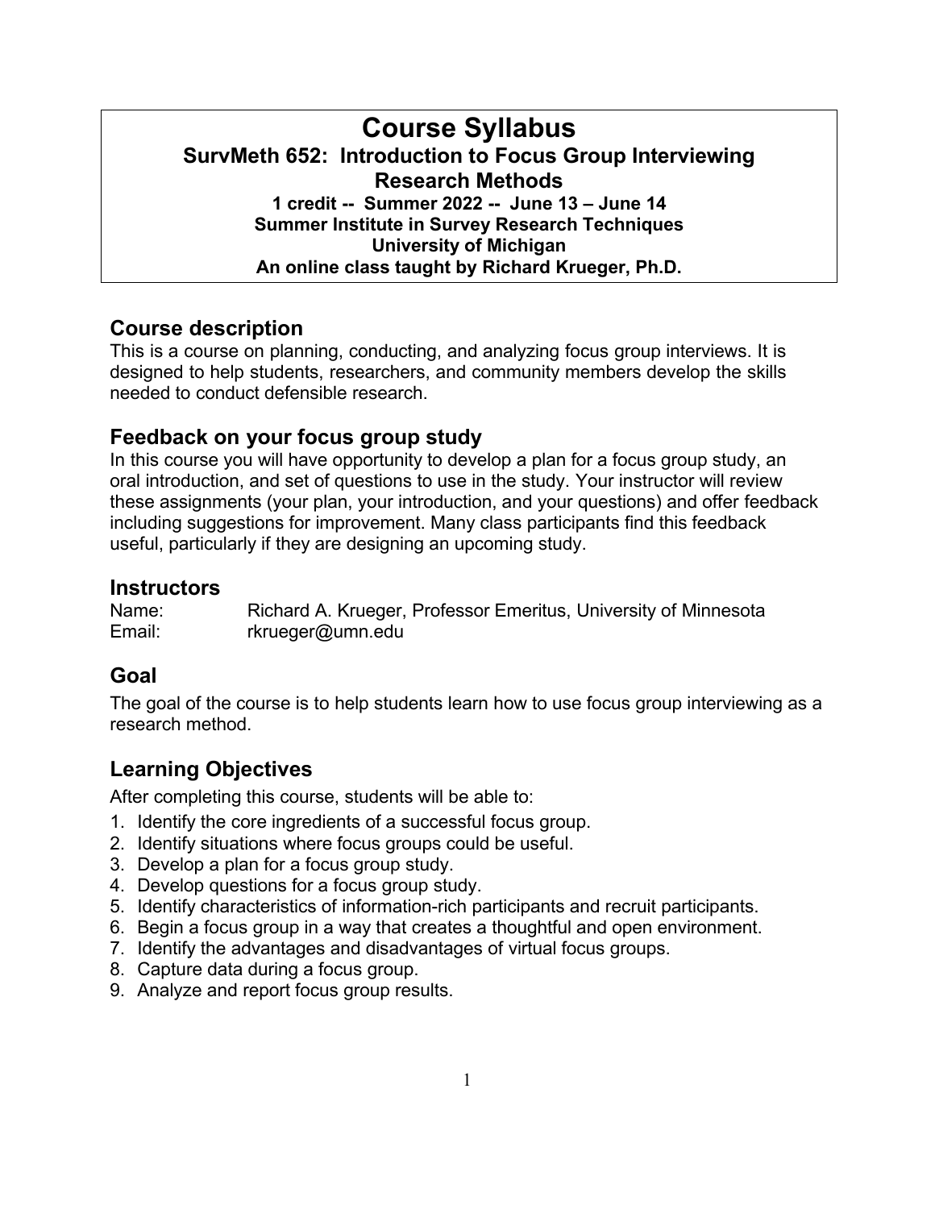# Course Syllabus

**SurvMeth 652: Introduction to Focus Group Interviewing Research Methods**

**1 credit -- Summer 2022 -- June 13 – June 14**

**Summer Institute in Survey Research Techniques**

**University of Michigan**

**An online class taught by Richard Krueger, Ph.D.**

## Course description

This is a course on planning, conducting, and analyzing focus group interviews. It is designed to help students, researchers, and community members develop the skills needed to conduct defensible research.

## Feedback on your focus group study

In this course you will have opportunity to develop a plan for a focus group study, an oral introduction, and set of questions to use in the study. Your instructor will review these assignments (your plan, your introduction, and your questions) and offer feedback including suggestions for improvement. Many class participants find this feedback useful, particularly if they are designing an upcoming study.

## Instructors

Name: Richard A. Krueger, Professor Emeritus, University of Minnesota
Email: rkrueger@umn.edu

## Goal

The goal of the course is to help students learn how to use focus group interviewing as a research method.

## Learning Objectives

After completing this course, students will be able to:

1. Identify the core ingredients of a successful focus group.
2. Identify situations where focus groups could be useful.
3. Develop a plan for a focus group study.
4. Develop questions for a focus group study.
5. Identify characteristics of information-rich participants and recruit participants.
6. Begin a focus group in a way that creates a thoughtful and open environment.
7. Identify the advantages and disadvantages of virtual focus groups.
8. Capture data during a focus group.
9. Analyze and report focus group results.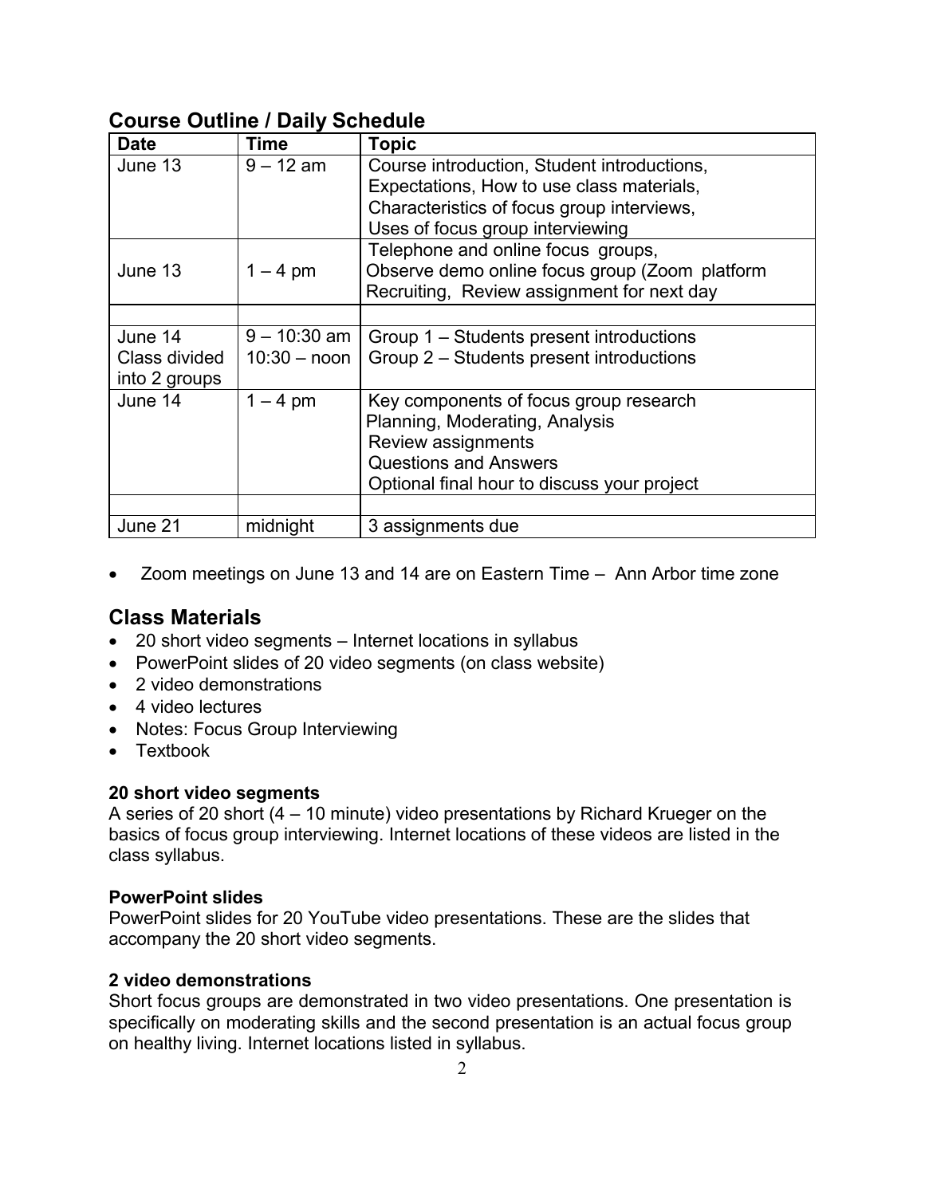## Course Outline / Daily Schedule

| Date | Time | Topic |
|---|---|---|
| June 13 | 9 – 12 am | Course introduction, Student introductions, Expectations, How to use class materials, Characteristics of focus group interviews, Uses of focus group interviewing |
| June 13 | 1 – 4 pm | Telephone and online focus groups, Observe demo online focus group (Zoom platform Recruiting, Review assignment for next day |
| | | |
| June 14 Class divided into 2 groups | 9 – 10:30 am<br>10:30 – noon | Group 1 – Students present introductions<br>Group 2 – Students present introductions |
| June 14 | 1 – 4 pm | Key components of focus group research<br>Planning, Moderating, Analysis<br>Review assignments<br>Questions and Answers<br>Optional final hour to discuss your project |
| | | |
| June 21 | midnight | 3 assignments due |

- Zoom meetings on June 13 and 14 are on Eastern Time – Ann Arbor time zone

## Class Materials

- 20 short video segments – Internet locations in syllabus
- PowerPoint slides of 20 video segments (on class website)
- 2 video demonstrations
- 4 video lectures
- Notes: Focus Group Interviewing
- Textbook

**20 short video segments**
A series of 20 short (4 – 10 minute) video presentations by Richard Krueger on the basics of focus group interviewing. Internet locations of these videos are listed in the class syllabus.

**PowerPoint slides**
PowerPoint slides for 20 YouTube video presentations. These are the slides that accompany the 20 short video segments.

**2 video demonstrations**
Short focus groups are demonstrated in two video presentations. One presentation is specifically on moderating skills and the second presentation is an actual focus group on healthy living. Internet locations listed in syllabus.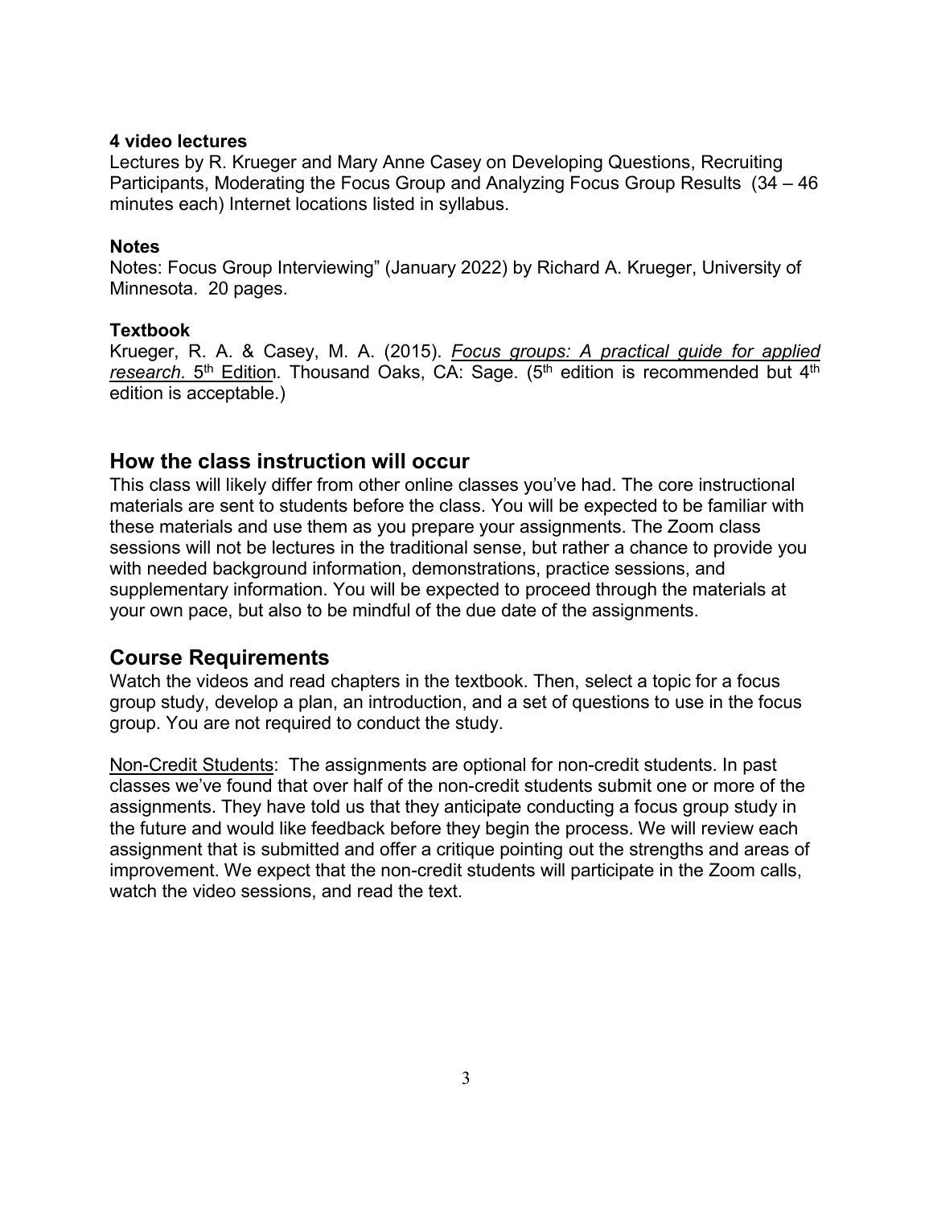**4 video lectures**

Lectures by R. Krueger and Mary Anne Casey on Developing Questions, Recruiting Participants, Moderating the Focus Group and Analyzing Focus Group Results (34 – 46 minutes each) Internet locations listed in syllabus.

**Notes**

Notes: Focus Group Interviewing" (January 2022) by Richard A. Krueger, University of Minnesota. 20 pages.

**Textbook**

Krueger, R. A. & Casey, M. A. (2015). *Focus groups: A practical guide for applied research.* 5th Edition. Thousand Oaks, CA: Sage. (5th edition is recommended but 4th edition is acceptable.)

## How the class instruction will occur

This class will likely differ from other online classes you've had. The core instructional materials are sent to students before the class. You will be expected to be familiar with these materials and use them as you prepare your assignments. The Zoom class sessions will not be lectures in the traditional sense, but rather a chance to provide you with needed background information, demonstrations, practice sessions, and supplementary information. You will be expected to proceed through the materials at your own pace, but also to be mindful of the due date of the assignments.

## Course Requirements

Watch the videos and read chapters in the textbook. Then, select a topic for a focus group study, develop a plan, an introduction, and a set of questions to use in the focus group. You are not required to conduct the study.

Non-Credit Students: The assignments are optional for non-credit students. In past classes we've found that over half of the non-credit students submit one or more of the assignments. They have told us that they anticipate conducting a focus group study in the future and would like feedback before they begin the process. We will review each assignment that is submitted and offer a critique pointing out the strengths and areas of improvement. We expect that the non-credit students will participate in the Zoom calls, watch the video sessions, and read the text.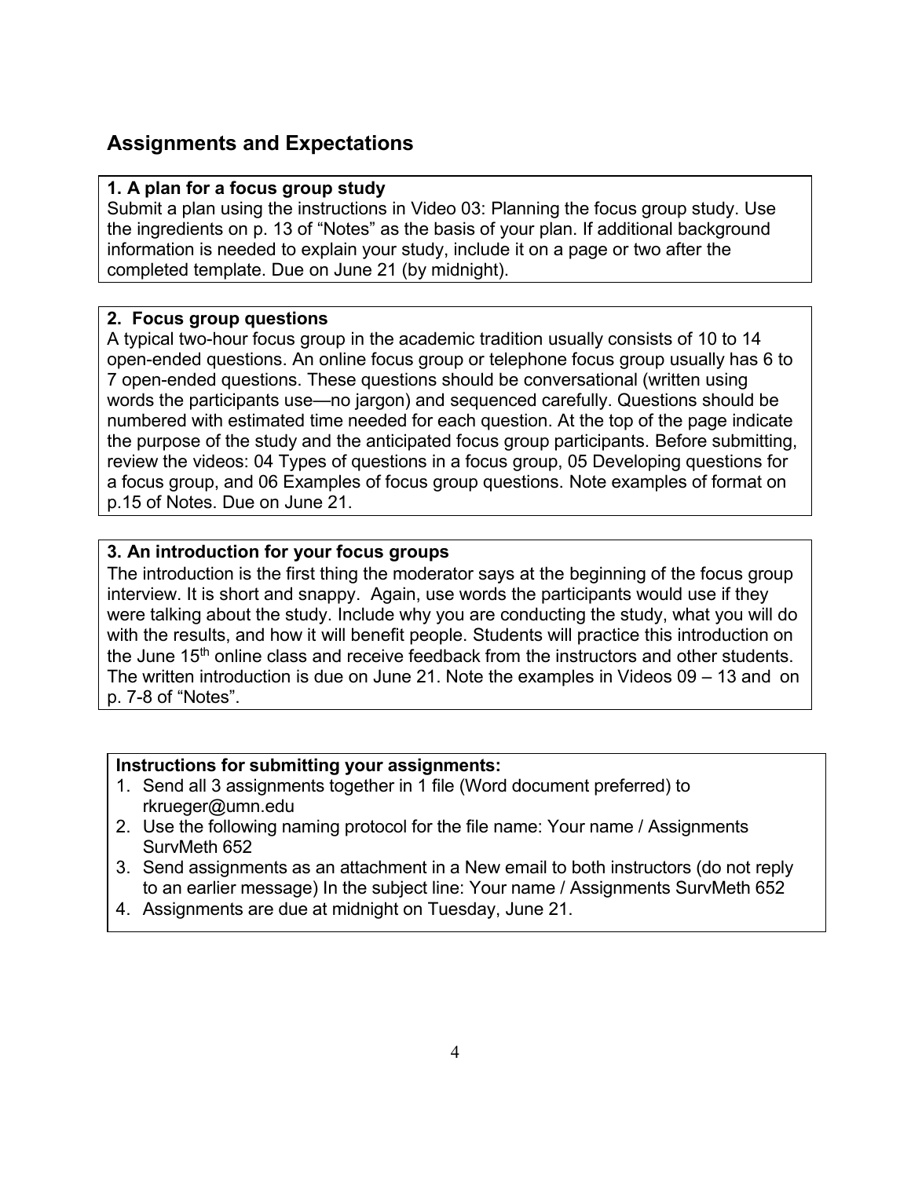## Assignments and Expectations

**1. A plan for a focus group study**
Submit a plan using the instructions in Video 03: Planning the focus group study. Use the ingredients on p. 13 of "Notes" as the basis of your plan. If additional background information is needed to explain your study, include it on a page or two after the completed template. Due on June 21 (by midnight).

**2. Focus group questions**
A typical two-hour focus group in the academic tradition usually consists of 10 to 14 open-ended questions. An online focus group or telephone focus group usually has 6 to 7 open-ended questions. These questions should be conversational (written using words the participants use—no jargon) and sequenced carefully. Questions should be numbered with estimated time needed for each question. At the top of the page indicate the purpose of the study and the anticipated focus group participants. Before submitting, review the videos: 04 Types of questions in a focus group, 05 Developing questions for a focus group, and 06 Examples of focus group questions. Note examples of format on p.15 of Notes. Due on June 21.

**3. An introduction for your focus groups**
The introduction is the first thing the moderator says at the beginning of the focus group interview. It is short and snappy. Again, use words the participants would use if they were talking about the study. Include why you are conducting the study, what you will do with the results, and how it will benefit people. Students will practice this introduction on the June 15th online class and receive feedback from the instructors and other students. The written introduction is due on June 21. Note the examples in Videos 09 – 13 and on p. 7-8 of "Notes".

**Instructions for submitting your assignments:**

1. Send all 3 assignments together in 1 file (Word document preferred) to rkrueger@umn.edu
2. Use the following naming protocol for the file name: Your name / Assignments SurvMeth 652
3. Send assignments as an attachment in a New email to both instructors (do not reply to an earlier message) In the subject line: Your name / Assignments SurvMeth 652
4. Assignments are due at midnight on Tuesday, June 21.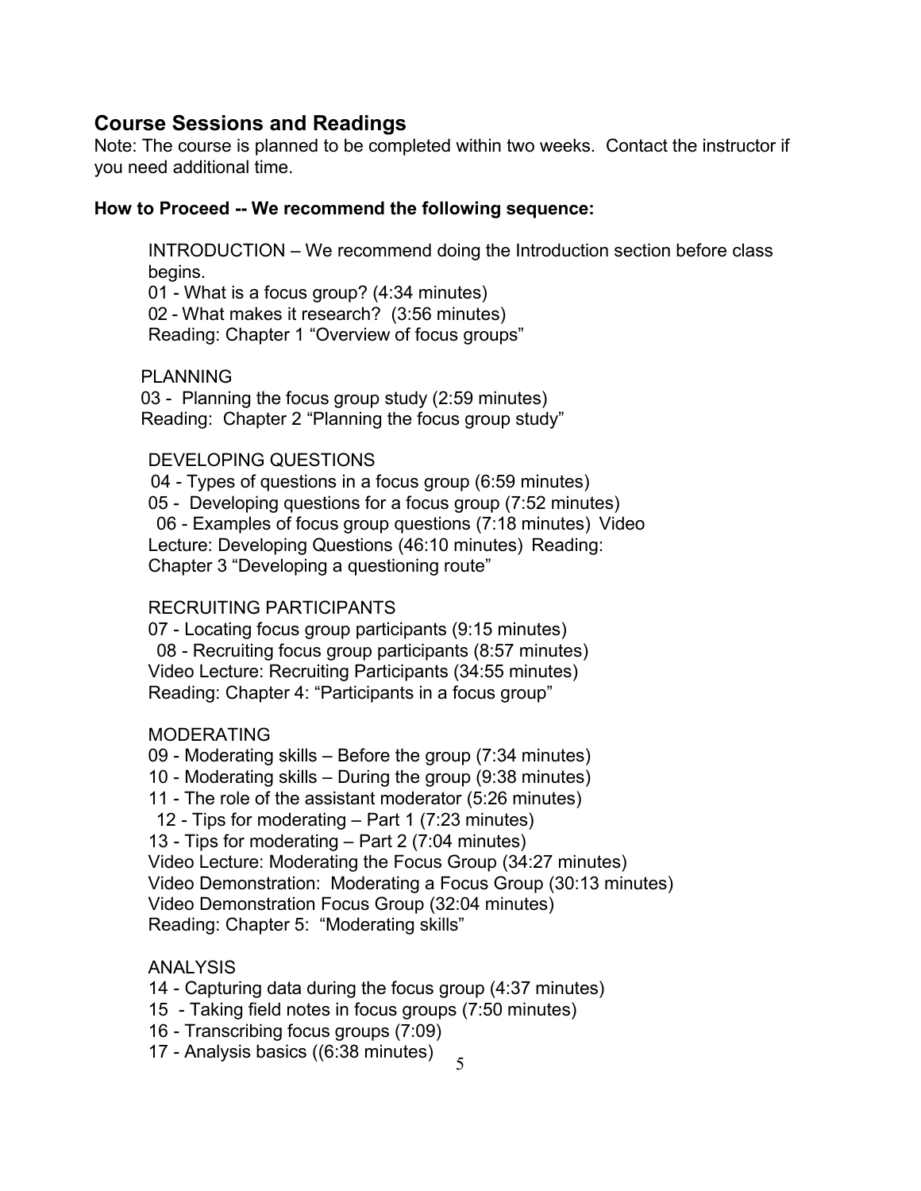## Course Sessions and Readings

Note: The course is planned to be completed within two weeks. Contact the instructor if you need additional time.

**How to Proceed -- We recommend the following sequence:**

INTRODUCTION – We recommend doing the Introduction section before class begins.
01 - What is a focus group? (4:34 minutes)
02 - What makes it research? (3:56 minutes)
Reading: Chapter 1 "Overview of focus groups"

PLANNING
03 - Planning the focus group study (2:59 minutes)
Reading: Chapter 2 "Planning the focus group study"

DEVELOPING QUESTIONS
04 - Types of questions in a focus group (6:59 minutes)
05 - Developing questions for a focus group (7:52 minutes)
06 - Examples of focus group questions (7:18 minutes) Video Lecture: Developing Questions (46:10 minutes) Reading: Chapter 3 "Developing a questioning route"

RECRUITING PARTICIPANTS
07 - Locating focus group participants (9:15 minutes)
08 - Recruiting focus group participants (8:57 minutes)
Video Lecture: Recruiting Participants (34:55 minutes)
Reading: Chapter 4: "Participants in a focus group"

MODERATING
09 - Moderating skills – Before the group (7:34 minutes)
10 - Moderating skills – During the group (9:38 minutes)
11 - The role of the assistant moderator (5:26 minutes)
12 - Tips for moderating – Part 1 (7:23 minutes)
13 - Tips for moderating – Part 2 (7:04 minutes)
Video Lecture: Moderating the Focus Group (34:27 minutes)
Video Demonstration: Moderating a Focus Group (30:13 minutes)
Video Demonstration Focus Group (32:04 minutes)
Reading: Chapter 5: "Moderating skills"

ANALYSIS
14 - Capturing data during the focus group (4:37 minutes)
15 - Taking field notes in focus groups (7:50 minutes)
16 - Transcribing focus groups (7:09)
17 - Analysis basics ((6:38 minutes)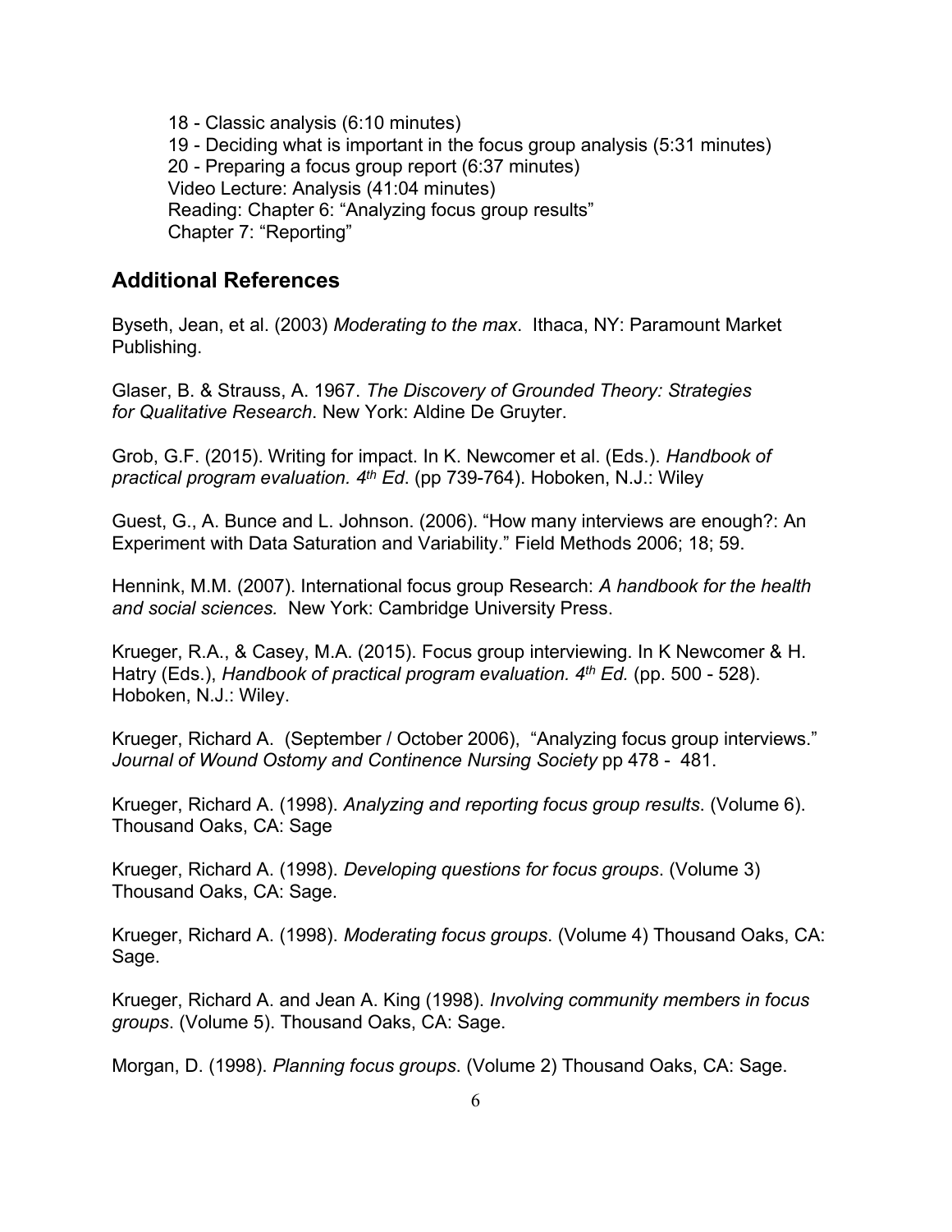18 - Classic analysis (6:10 minutes)
19 - Deciding what is important in the focus group analysis (5:31 minutes)
20 - Preparing a focus group report (6:37 minutes)
Video Lecture: Analysis (41:04 minutes)
Reading: Chapter 6: “Analyzing focus group results”
Chapter 7: “Reporting”

## Additional References

Byseth, Jean, et al. (2003) *Moderating to the max*. Ithaca, NY: Paramount Market Publishing.

Glaser, B. & Strauss, A. 1967. *The Discovery of Grounded Theory: Strategies for Qualitative Research*. New York: Aldine De Gruyter.

Grob, G.F. (2015). Writing for impact. In K. Newcomer et al. (Eds.). *Handbook of practical program evaluation. 4th Ed*. (pp 739-764). Hoboken, N.J.: Wiley

Guest, G., A. Bunce and L. Johnson. (2006). “How many interviews are enough?: An Experiment with Data Saturation and Variability.” Field Methods 2006; 18; 59.

Hennink, M.M. (2007). International focus group Research: *A handbook for the health and social sciences.* New York: Cambridge University Press.

Krueger, R.A., & Casey, M.A. (2015). Focus group interviewing. In K Newcomer & H. Hatry (Eds.), *Handbook of practical program evaluation. 4th Ed.* (pp. 500 - 528). Hoboken, N.J.: Wiley.

Krueger, Richard A. (September / October 2006), “Analyzing focus group interviews.” *Journal of Wound Ostomy and Continence Nursing Society* pp 478 - 481.

Krueger, Richard A. (1998). *Analyzing and reporting focus group results*. (Volume 6). Thousand Oaks, CA: Sage

Krueger, Richard A. (1998). *Developing questions for focus groups*. (Volume 3) Thousand Oaks, CA: Sage.

Krueger, Richard A. (1998). *Moderating focus groups*. (Volume 4) Thousand Oaks, CA: Sage.

Krueger, Richard A. and Jean A. King (1998). *Involving community members in focus groups*. (Volume 5). Thousand Oaks, CA: Sage.

Morgan, D. (1998). *Planning focus groups*. (Volume 2) Thousand Oaks, CA: Sage.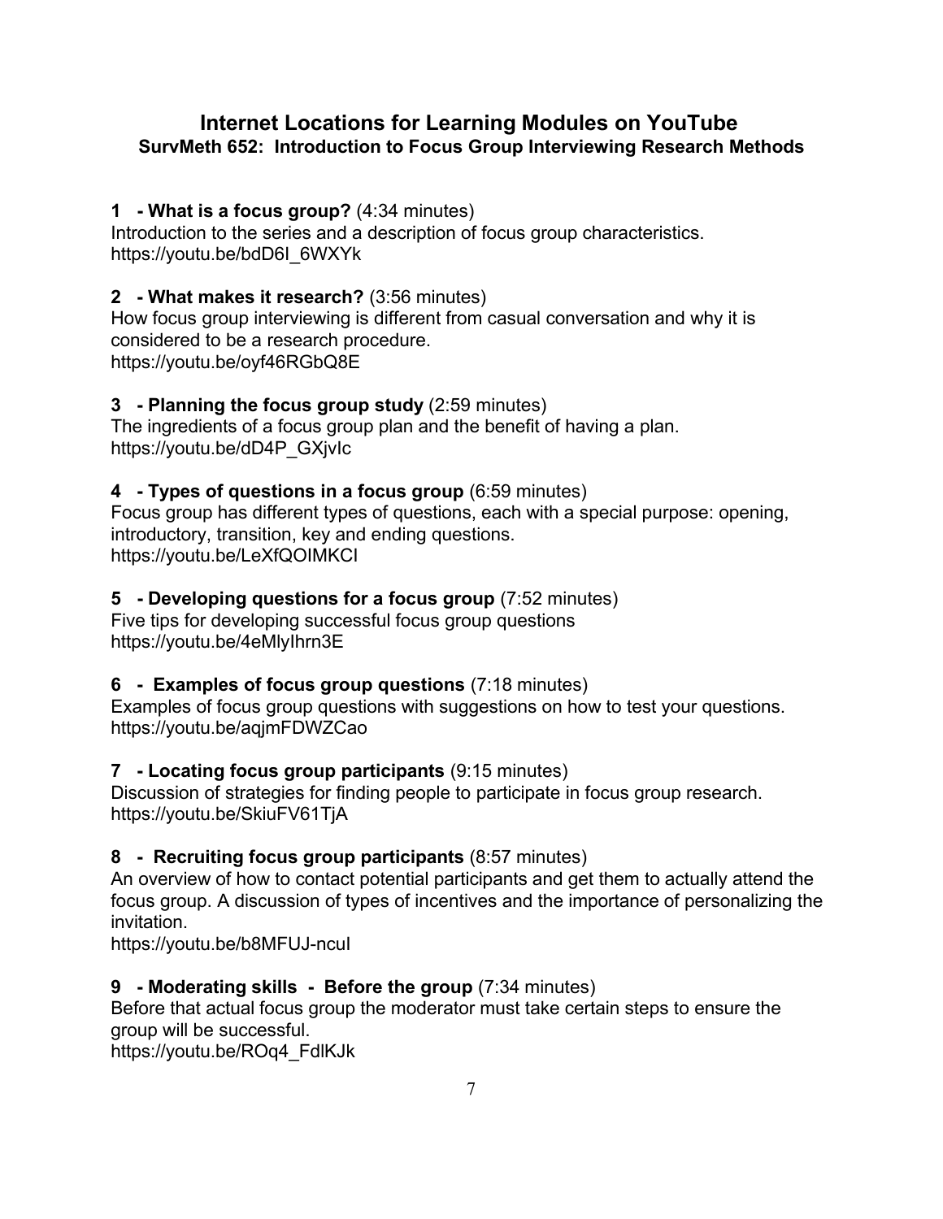# Internet Locations for Learning Modules on YouTube

## SurvMeth 652: Introduction to Focus Group Interviewing Research Methods

**1 - What is a focus group?** (4:34 minutes)
Introduction to the series and a description of focus group characteristics.
https://youtu.be/bdD6I_6WXYk

**2 - What makes it research?** (3:56 minutes)
How focus group interviewing is different from casual conversation and why it is considered to be a research procedure.
https://youtu.be/oyf46RGbQ8E

**3 - Planning the focus group study** (2:59 minutes)
The ingredients of a focus group plan and the benefit of having a plan.
https://youtu.be/dD4P_GXjvIc

**4 - Types of questions in a focus group** (6:59 minutes)
Focus group has different types of questions, each with a special purpose: opening, introductory, transition, key and ending questions.
https://youtu.be/LeXfQOIMKCI

**5 - Developing questions for a focus group** (7:52 minutes)
Five tips for developing successful focus group questions
https://youtu.be/4eMlyIhrn3E

**6 - Examples of focus group questions** (7:18 minutes)
Examples of focus group questions with suggestions on how to test your questions.
https://youtu.be/aqjmFDWZCao

**7 - Locating focus group participants** (9:15 minutes)
Discussion of strategies for finding people to participate in focus group research.
https://youtu.be/SkiuFV61TjA

**8 - Recruiting focus group participants** (8:57 minutes)
An overview of how to contact potential participants and get them to actually attend the focus group. A discussion of types of incentives and the importance of personalizing the invitation.
https://youtu.be/b8MFUJ-ncuI

**9 - Moderating skills - Before the group** (7:34 minutes)
Before that actual focus group the moderator must take certain steps to ensure the group will be successful.
https://youtu.be/ROq4_FdlKJk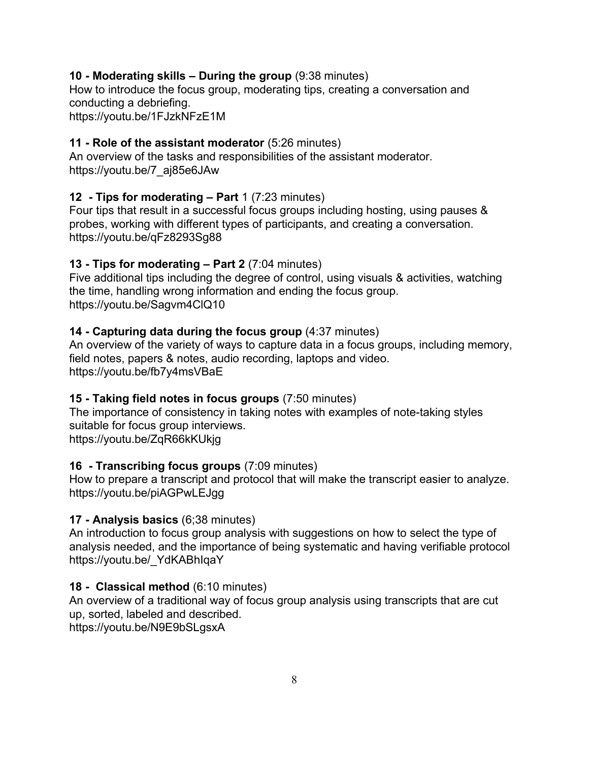**10 - Moderating skills – During the group** (9:38 minutes)
How to introduce the focus group, moderating tips, creating a conversation and conducting a debriefing.
https://youtu.be/1FJzkNFzE1M

**11 - Role of the assistant moderator** (5:26 minutes)
An overview of the tasks and responsibilities of the assistant moderator.
https://youtu.be/7_aj85e6JAw

**12 - Tips for moderating – Part** 1 (7:23 minutes)
Four tips that result in a successful focus groups including hosting, using pauses & probes, working with different types of participants, and creating a conversation.
https://youtu.be/qFz8293Sg88

**13 - Tips for moderating – Part 2** (7:04 minutes)
Five additional tips including the degree of control, using visuals & activities, watching the time, handling wrong information and ending the focus group.
https://youtu.be/Sagvm4ClQ10

**14 - Capturing data during the focus group** (4:37 minutes)
An overview of the variety of ways to capture data in a focus groups, including memory, field notes, papers & notes, audio recording, laptops and video.
https://youtu.be/fb7y4msVBaE

**15 - Taking field notes in focus groups** (7:50 minutes)
The importance of consistency in taking notes with examples of note-taking styles suitable for focus group interviews.
https://youtu.be/ZqR66kKUkjg

**16 - Transcribing focus groups** (7:09 minutes)
How to prepare a transcript and protocol that will make the transcript easier to analyze.
https://youtu.be/piAGPwLEJgg

**17 - Analysis basics** (6;38 minutes)
An introduction to focus group analysis with suggestions on how to select the type of analysis needed, and the importance of being systematic and having verifiable protocol
https://youtu.be/_YdKABhIqaY

**18 - Classical method** (6:10 minutes)
An overview of a traditional way of focus group analysis using transcripts that are cut up, sorted, labeled and described.
https://youtu.be/N9E9bSLgsxA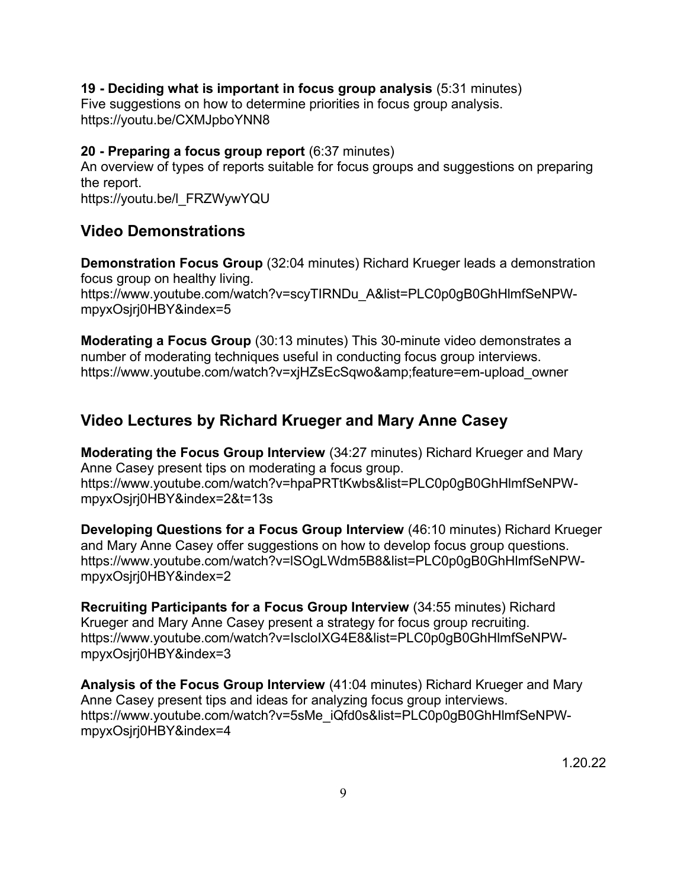**19 - Deciding what is important in focus group analysis** (5:31 minutes)
Five suggestions on how to determine priorities in focus group analysis.
https://youtu.be/CXMJpboYNN8

**20 - Preparing a focus group report** (6:37 minutes)
An overview of types of reports suitable for focus groups and suggestions on preparing the report.
https://youtu.be/l_FRZWywYQU

## Video Demonstrations

**Demonstration Focus Group** (32:04 minutes) Richard Krueger leads a demonstration focus group on healthy living.
https://www.youtube.com/watch?v=scyTIRNDu_A&list=PLC0p0gB0GhHlmfSeNPW-mpyxOsjrj0HBY&index=5

**Moderating a Focus Group** (30:13 minutes) This 30-minute video demonstrates a number of moderating techniques useful in conducting focus group interviews.
https://www.youtube.com/watch?v=xjHZsEcSqwo&amp;feature=em-upload_owner

## Video Lectures by Richard Krueger and Mary Anne Casey

**Moderating the Focus Group Interview** (34:27 minutes) Richard Krueger and Mary Anne Casey present tips on moderating a focus group.
https://www.youtube.com/watch?v=hpaPRTtKwbs&list=PLC0p0gB0GhHlmfSeNPW-mpyxOsjrj0HBY&index=2&t=13s

**Developing Questions for a Focus Group Interview** (46:10 minutes) Richard Krueger and Mary Anne Casey offer suggestions on how to develop focus group questions.
https://www.youtube.com/watch?v=lSOgLWdm5B8&list=PLC0p0gB0GhHlmfSeNPW-mpyxOsjrj0HBY&index=2

**Recruiting Participants for a Focus Group Interview** (34:55 minutes) Richard Krueger and Mary Anne Casey present a strategy for focus group recruiting.
https://www.youtube.com/watch?v=IscloIXG4E8&list=PLC0p0gB0GhHlmfSeNPW-mpyxOsjrj0HBY&index=3

**Analysis of the Focus Group Interview** (41:04 minutes) Richard Krueger and Mary Anne Casey present tips and ideas for analyzing focus group interviews.
https://www.youtube.com/watch?v=5sMe_iQfd0s&list=PLC0p0gB0GhHlmfSeNPW-mpyxOsjrj0HBY&index=4

1.20.22